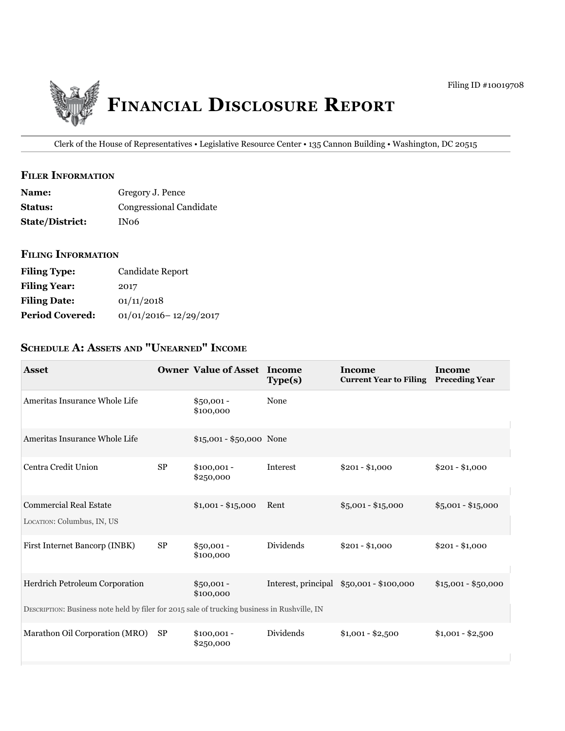Filing ID #10019708

# Financial Disclosure Report

Clerk of the House of Representatives • Legislative Resource Center • 135 Cannon Building • Washington, DC 20515

## Filer Information

**Name:** Gregory J. Pence
**Status:** Congressional Candidate
**State/District:** IN06

## Filing Information

**Filing Type:** Candidate Report
**Filing Year:** 2017
**Filing Date:** 01/11/2018
**Period Covered:** 01/01/2016– 12/29/2017

## Schedule A: Assets and "Unearned" Income

| Asset | Owner | Value of Asset | Income Type(s) | Income Current Year to Filing | Income Preceding Year |
|---|---|---|---|---|---|
| Ameritas Insurance Whole Life | | $50,001 - $100,000 | None | | |
| Ameritas Insurance Whole Life | | $15,001 - $50,000 | None | | |
| Centra Credit Union | SP | $100,001 - $250,000 | Interest | $201 - $1,000 | $201 - $1,000 |
| Commercial Real Estate<br>Location: Columbus, IN, US | | $1,001 - $15,000 | Rent | $5,001 - $15,000 | $5,001 - $15,000 |
| First Internet Bancorp (INBK) | SP | $50,001 - $100,000 | Dividends | $201 - $1,000 | $201 - $1,000 |
| Herdrich Petroleum Corporation<br>Description: Business note held by filer for 2015 sale of trucking business in Rushville, IN | | $50,001 - $100,000 | Interest, principal | $50,001 - $100,000 | $15,001 - $50,000 |
| Marathon Oil Corporation (MRO) | SP | $100,001 - $250,000 | Dividends | $1,001 - $2,500 | $1,001 - $2,500 |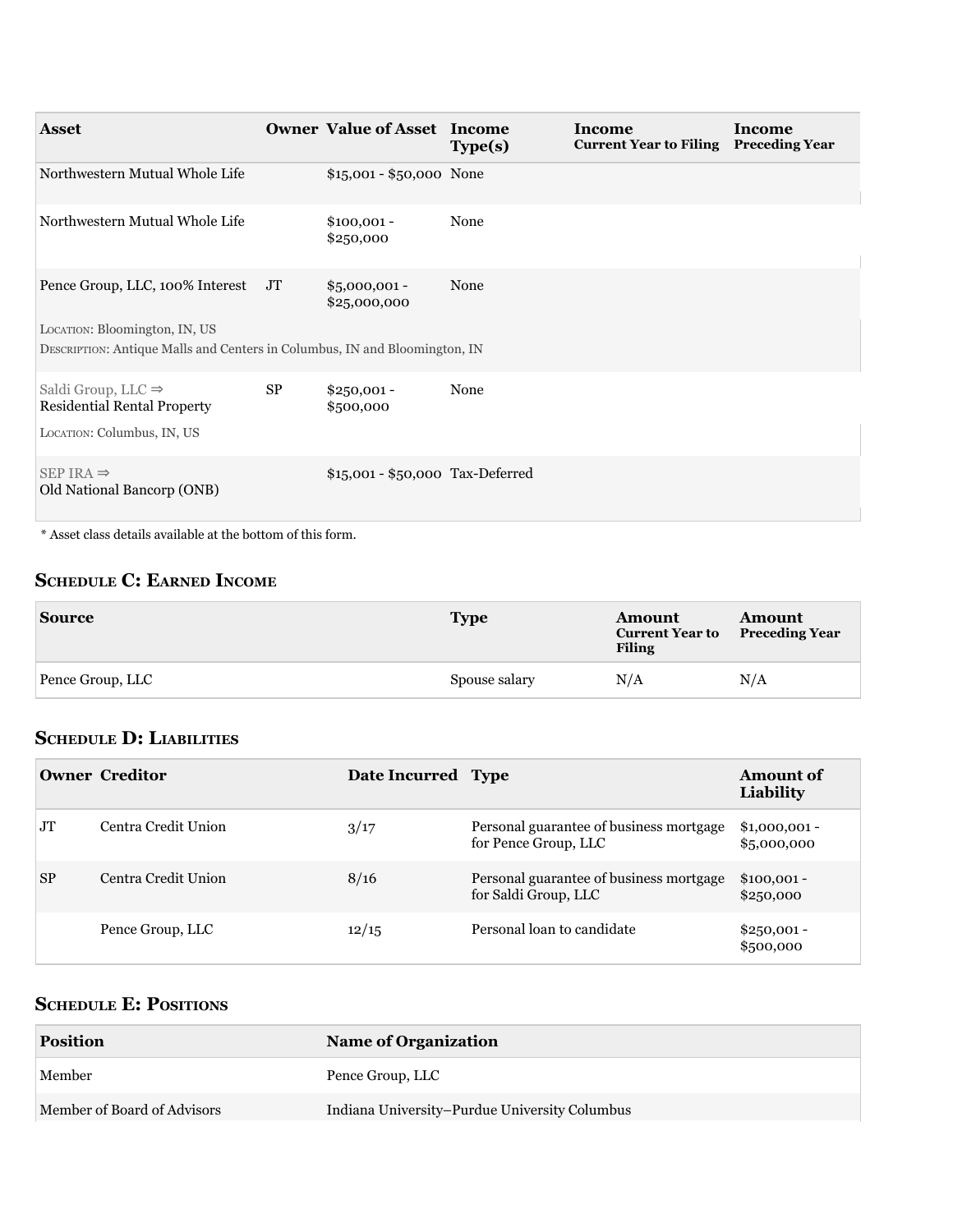| Asset | Owner | Value of Asset | Income Type(s) | Income Current Year to Filing | Income Preceding Year |
|---|---|---|---|---|---|
| Northwestern Mutual Whole Life | | $15,001 - $50,000 | None | | |
| Northwestern Mutual Whole Life | | $100,001 - $250,000 | None | | |
| Pence Group, LLC, 100% Interest<br>LOCATION: Bloomington, IN, US<br>DESCRIPTION: Antique Malls and Centers in Columbus, IN and Bloomington, IN | JT | $5,000,001 - $25,000,000 | None | | |
| Saldi Group, LLC ⇒<br>Residential Rental Property<br>LOCATION: Columbus, IN, US | SP | $250,001 - $500,000 | None | | |
| SEP IRA ⇒<br>Old National Bancorp (ONB) | | $15,001 - $50,000 | Tax-Deferred | | |

* Asset class details available at the bottom of this form.

## Schedule C: Earned Income

| Source | Type | Amount Current Year to Filing | Amount Preceding Year |
|---|---|---|---|
| Pence Group, LLC | Spouse salary | N/A | N/A |

## Schedule D: Liabilities

| Owner | Creditor | Date Incurred | Type | Amount of Liability |
|---|---|---|---|---|
| JT | Centra Credit Union | 3/17 | Personal guarantee of business mortgage for Pence Group, LLC | $1,000,001 - $5,000,000 |
| SP | Centra Credit Union | 8/16 | Personal guarantee of business mortgage for Saldi Group, LLC | $100,001 - $250,000 |
| | Pence Group, LLC | 12/15 | Personal loan to candidate | $250,001 - $500,000 |

## Schedule E: Positions

| Position | Name of Organization |
|---|---|
| Member | Pence Group, LLC |
| Member of Board of Advisors | Indiana University–Purdue University Columbus |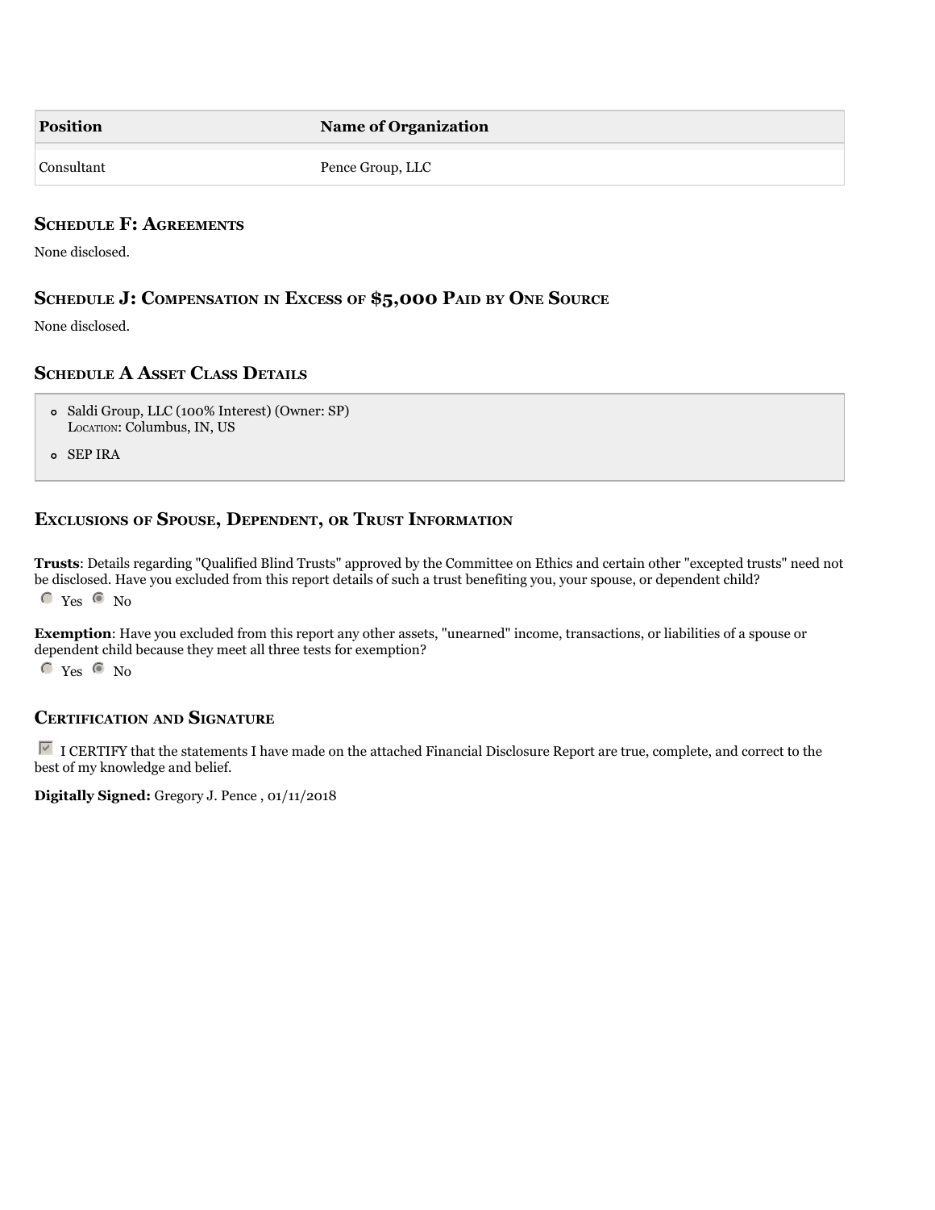| Position | Name of Organization |
| --- | --- |
| Consultant | Pence Group, LLC |

## Schedule F: Agreements

None disclosed.

## Schedule J: Compensation in Excess of $5,000 Paid by One Source

None disclosed.

## Schedule A Asset Class Details

- Saldi Group, LLC (100% Interest) (Owner: SP)
  Location: Columbus, IN, US
- SEP IRA

## Exclusions of Spouse, Dependent, or Trust Information

**Trusts**: Details regarding "Qualified Blind Trusts" approved by the Committee on Ethics and certain other "excepted trusts" need not be disclosed. Have you excluded from this report details of such a trust benefiting you, your spouse, or dependent child?

○ Yes ◉ No

**Exemption**: Have you excluded from this report any other assets, "unearned" income, transactions, or liabilities of a spouse or dependent child because they meet all three tests for exemption?

○ Yes ◉ No

## Certification and Signature

☑ I CERTIFY that the statements I have made on the attached Financial Disclosure Report are true, complete, and correct to the best of my knowledge and belief.

**Digitally Signed:** Gregory J. Pence , 01/11/2018